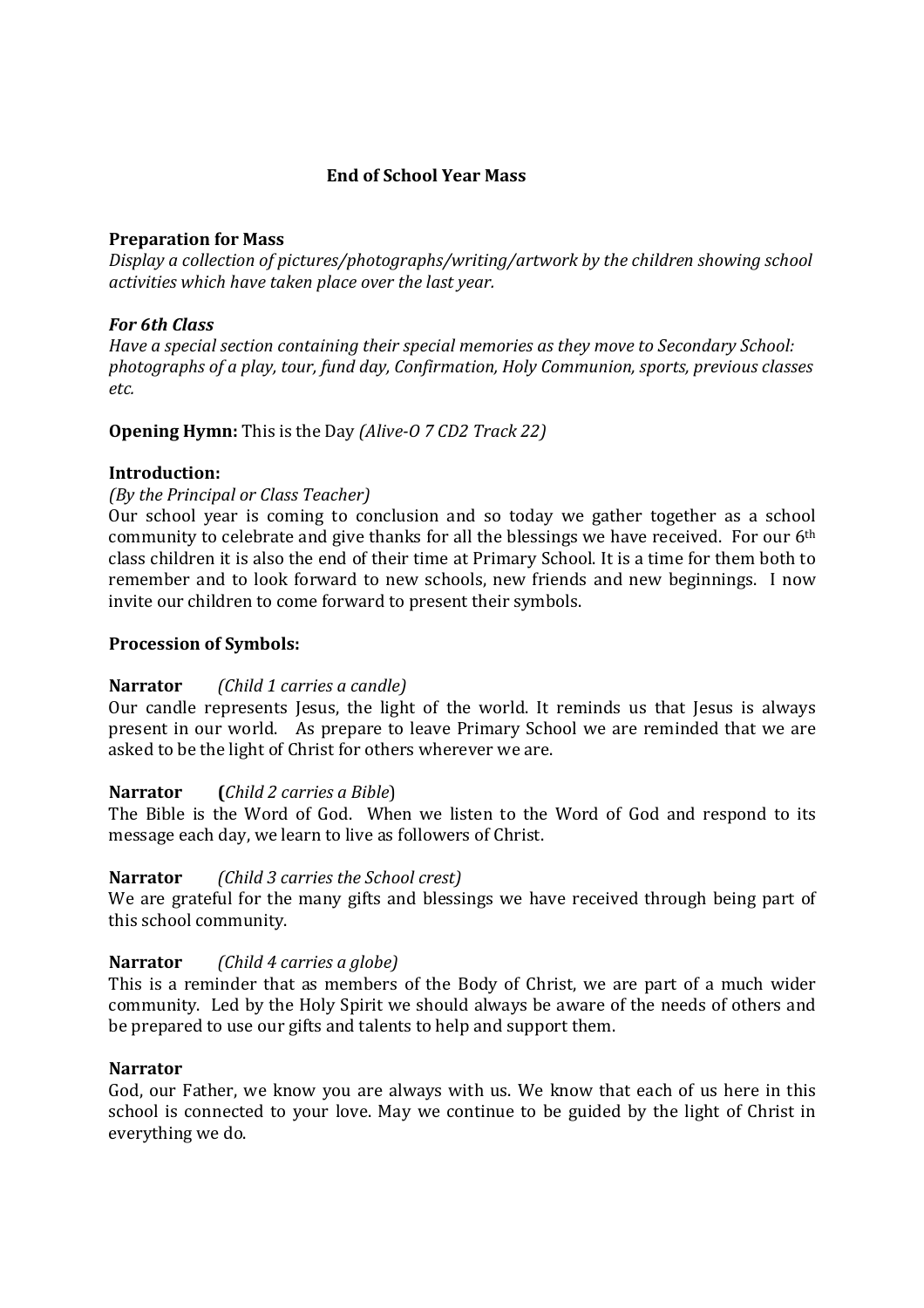# End of School Year Mass

**Preparation for Mass**

*Display a collection of pictures/photographs/writing/artwork by the children showing school activities which have taken place over the last year.*

***For 6th Class***

*Have a special section containing their special memories as they move to Secondary School: photographs of a play, tour, fund day, Confirmation, Holy Communion, sports, previous classes etc.*

**Opening Hymn:** This is the Day *(Alive-O 7 CD2 Track 22)*

**Introduction:**

*(By the Principal or Class Teacher)*

Our school year is coming to conclusion and so today we gather together as a school community to celebrate and give thanks for all the blessings we have received. For our 6th class children it is also the end of their time at Primary School. It is a time for them both to remember and to look forward to new schools, new friends and new beginnings. I now invite our children to come forward to present their symbols.

**Procession of Symbols:**

**Narrator** *(Child 1 carries a candle)*

Our candle represents Jesus, the light of the world. It reminds us that Jesus is always present in our world. As prepare to leave Primary School we are reminded that we are asked to be the light of Christ for others wherever we are.

**Narrator** **(***Child 2 carries a Bible*)

The Bible is the Word of God. When we listen to the Word of God and respond to its message each day, we learn to live as followers of Christ.

**Narrator** *(Child 3 carries the School crest)*

We are grateful for the many gifts and blessings we have received through being part of this school community.

**Narrator** *(Child 4 carries a globe)*

This is a reminder that as members of the Body of Christ, we are part of a much wider community. Led by the Holy Spirit we should always be aware of the needs of others and be prepared to use our gifts and talents to help and support them.

**Narrator**

God, our Father, we know you are always with us. We know that each of us here in this school is connected to your love. May we continue to be guided by the light of Christ in everything we do.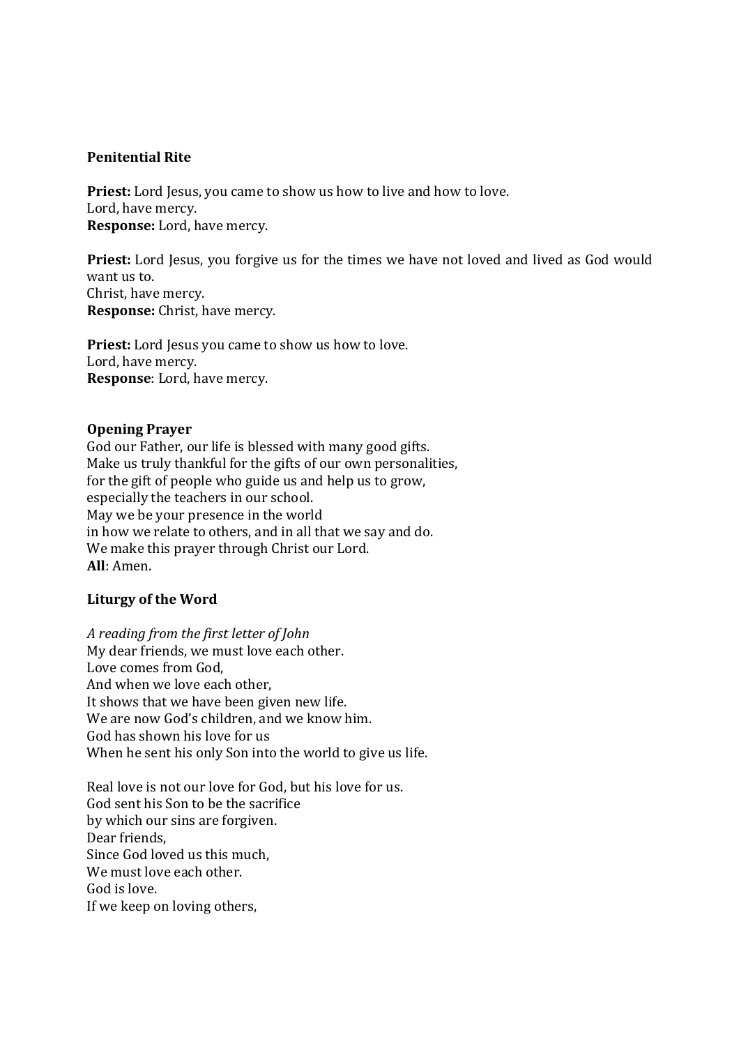**Penitential Rite**

**Priest:** Lord Jesus, you came to show us how to live and how to love.  
Lord, have mercy.  
**Response:** Lord, have mercy.

**Priest:** Lord Jesus, you forgive us for the times we have not loved and lived as God would want us to.  
Christ, have mercy.  
**Response:** Christ, have mercy.

**Priest:** Lord Jesus you came to show us how to love.  
Lord, have mercy.  
**Response**: Lord, have mercy.

**Opening Prayer**  
God our Father, our life is blessed with many good gifts.  
Make us truly thankful for the gifts of our own personalities,  
for the gift of people who guide us and help us to grow,  
especially the teachers in our school.  
May we be your presence in the world  
in how we relate to others, and in all that we say and do.  
We make this prayer through Christ our Lord.  
**All**: Amen.

**Liturgy of the Word**

*A reading from the first letter of John*  
My dear friends, we must love each other.  
Love comes from God,  
And when we love each other,  
It shows that we have been given new life.  
We are now God's children, and we know him.  
God has shown his love for us  
When he sent his only Son into the world to give us life.

Real love is not our love for God, but his love for us.  
God sent his Son to be the sacrifice  
by which our sins are forgiven.  
Dear friends,  
Since God loved us this much,  
We must love each other.  
God is love.  
If we keep on loving others,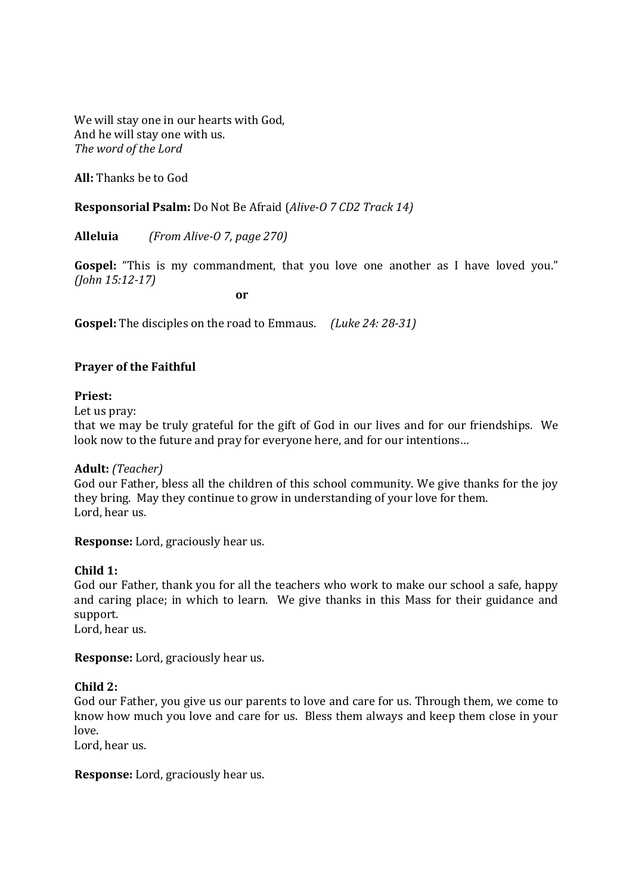We will stay one in our hearts with God,
And he will stay one with us.
*The word of the Lord*

**All:** Thanks be to God

**Responsorial Psalm:** Do Not Be Afraid (*Alive-O 7 CD2 Track 14)*

**Alleluia** *(From Alive-O 7, page 270)*

**Gospel:** "This is my commandment, that you love one another as I have loved you." *(John 15:12-17)*

**or**

**Gospel:** The disciples on the road to Emmaus. *(Luke 24: 28-31)*

**Prayer of the Faithful**

**Priest:**
Let us pray:
that we may be truly grateful for the gift of God in our lives and for our friendships. We look now to the future and pray for everyone here, and for our intentions…

**Adult:** *(Teacher)*
God our Father, bless all the children of this school community. We give thanks for the joy they bring. May they continue to grow in understanding of your love for them.
Lord, hear us.

**Response:** Lord, graciously hear us.

**Child 1:**
God our Father, thank you for all the teachers who work to make our school a safe, happy and caring place; in which to learn. We give thanks in this Mass for their guidance and support.
Lord, hear us.

**Response:** Lord, graciously hear us.

**Child 2:**
God our Father, you give us our parents to love and care for us. Through them, we come to know how much you love and care for us. Bless them always and keep them close in your love.
Lord, hear us.

**Response:** Lord, graciously hear us.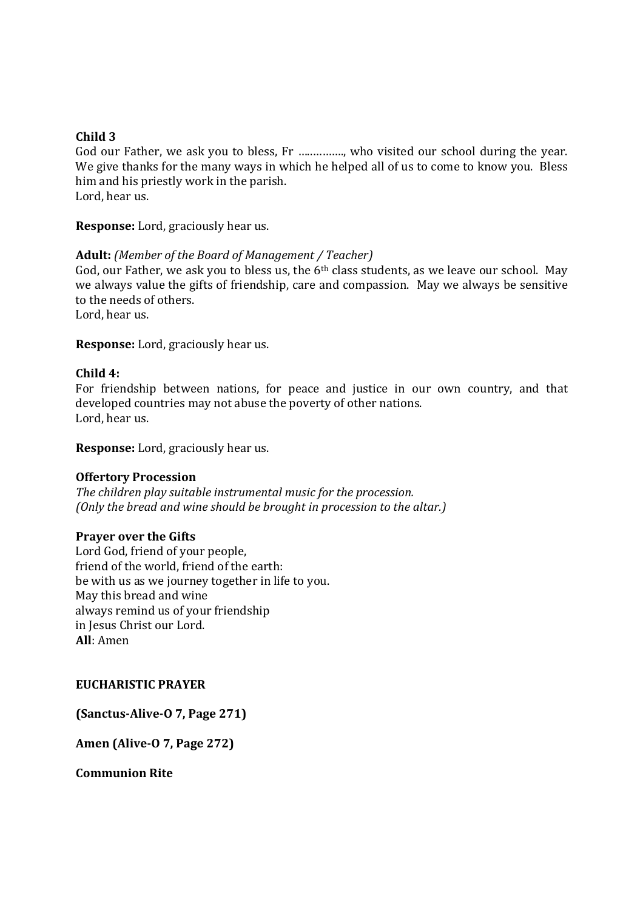**Child 3**
God our Father, we ask you to bless, Fr ……………, who visited our school during the year. We give thanks for the many ways in which he helped all of us to come to know you. Bless him and his priestly work in the parish.
Lord, hear us.

**Response:** Lord, graciously hear us.

**Adult:** *(Member of the Board of Management / Teacher)*
God, our Father, we ask you to bless us, the 6th class students, as we leave our school. May we always value the gifts of friendship, care and compassion. May we always be sensitive to the needs of others.
Lord, hear us.

**Response:** Lord, graciously hear us.

**Child 4:**
For friendship between nations, for peace and justice in our own country, and that developed countries may not abuse the poverty of other nations.
Lord, hear us.

**Response:** Lord, graciously hear us.

**Offertory Procession**
*The children play suitable instrumental music for the procession.*
*(Only the bread and wine should be brought in procession to the altar.)*

**Prayer over the Gifts**
Lord God, friend of your people,
friend of the world, friend of the earth:
be with us as we journey together in life to you.
May this bread and wine
always remind us of your friendship
in Jesus Christ our Lord.
**All**: Amen

**EUCHARISTIC PRAYER**

**(Sanctus-Alive-O 7, Page 271)**

**Amen (Alive-O 7, Page 272)**

**Communion Rite**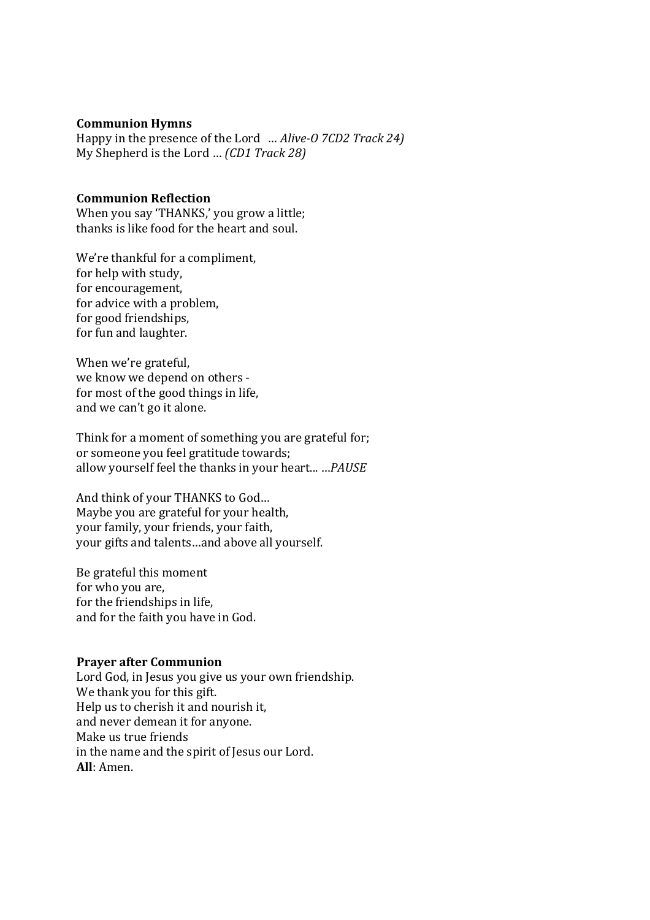**Communion Hymns**
Happy in the presence of the Lord ... *Alive-O 7CD2 Track 24)*
My Shepherd is the Lord ... *(CD1 Track 28)*

**Communion Reflection**
When you say 'THANKS,' you grow a little;
thanks is like food for the heart and soul.

We're thankful for a compliment,
for help with study,
for encouragement,
for advice with a problem,
for good friendships,
for fun and laughter.

When we're grateful,
we know we depend on others -
for most of the good things in life,
and we can't go it alone.

Think for a moment of something you are grateful for;
or someone you feel gratitude towards;
allow yourself feel the thanks in your heart... ...*PAUSE*

And think of your THANKS to God...
Maybe you are grateful for your health,
your family, your friends, your faith,
your gifts and talents...and above all yourself.

Be grateful this moment
for who you are,
for the friendships in life,
and for the faith you have in God.

**Prayer after Communion**
Lord God, in Jesus you give us your own friendship.
We thank you for this gift.
Help us to cherish it and nourish it,
and never demean it for anyone.
Make us true friends
in the name and the spirit of Jesus our Lord.
**All**: Amen.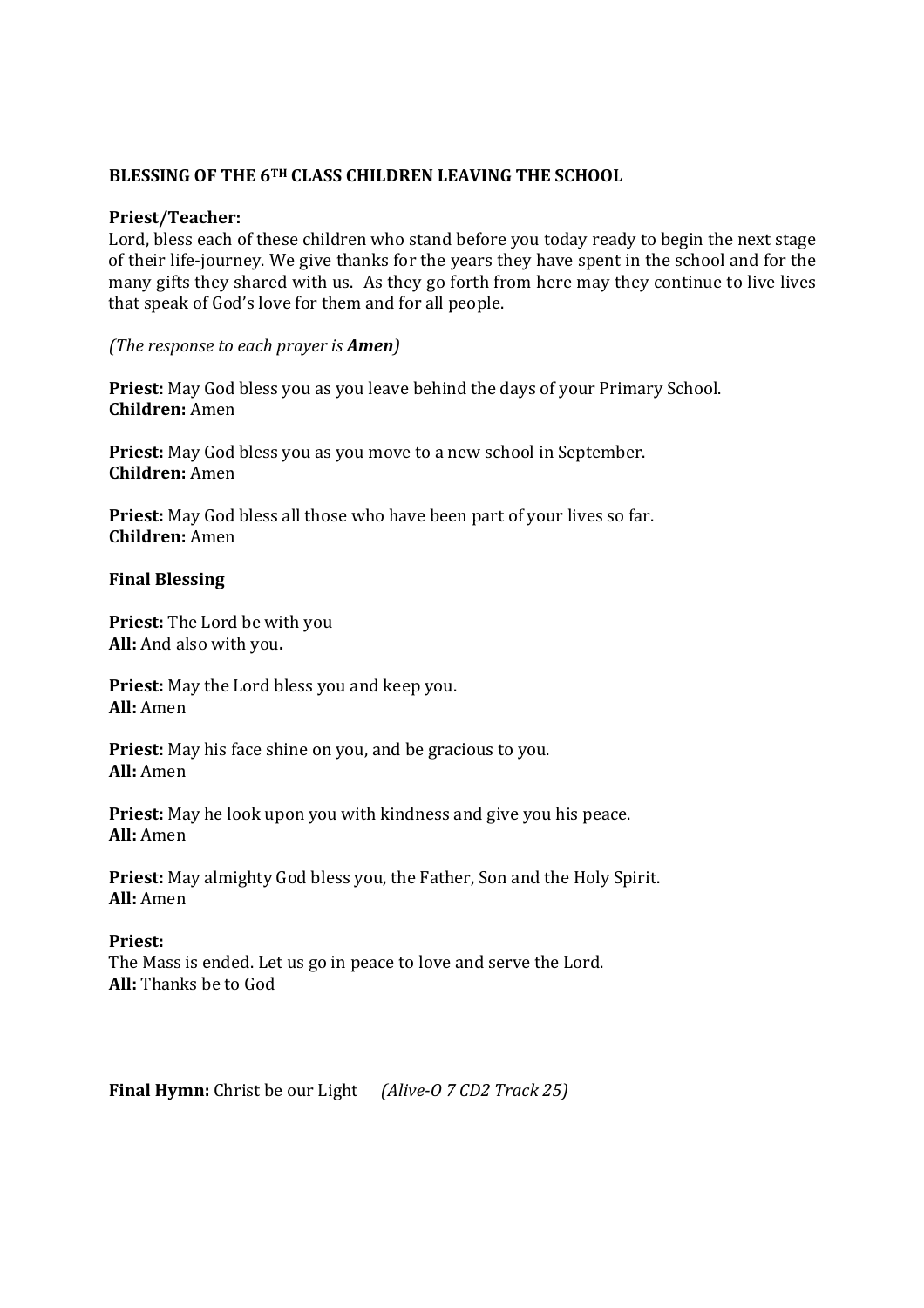**BLESSING OF THE 6TH CLASS CHILDREN LEAVING THE SCHOOL**

**Priest/Teacher:**
Lord, bless each of these children who stand before you today ready to begin the next stage of their life-journey. We give thanks for the years they have spent in the school and for the many gifts they shared with us. As they go forth from here may they continue to live lives that speak of God's love for them and for all people.

*(The response to each prayer is* ***Amen****)*

**Priest:** May God bless you as you leave behind the days of your Primary School.
**Children:** Amen

**Priest:** May God bless you as you move to a new school in September.
**Children:** Amen

**Priest:** May God bless all those who have been part of your lives so far.
**Children:** Amen

**Final Blessing**

**Priest:** The Lord be with you
**All:** And also with you**.**

**Priest:** May the Lord bless you and keep you.
**All:** Amen

**Priest:** May his face shine on you, and be gracious to you.
**All:** Amen

**Priest:** May he look upon you with kindness and give you his peace.
**All:** Amen

**Priest:** May almighty God bless you, the Father, Son and the Holy Spirit.
**All:** Amen

**Priest:**
The Mass is ended. Let us go in peace to love and serve the Lord.
**All:** Thanks be to God

**Final Hymn:** Christ be our Light *(Alive-O 7 CD2 Track 25)*